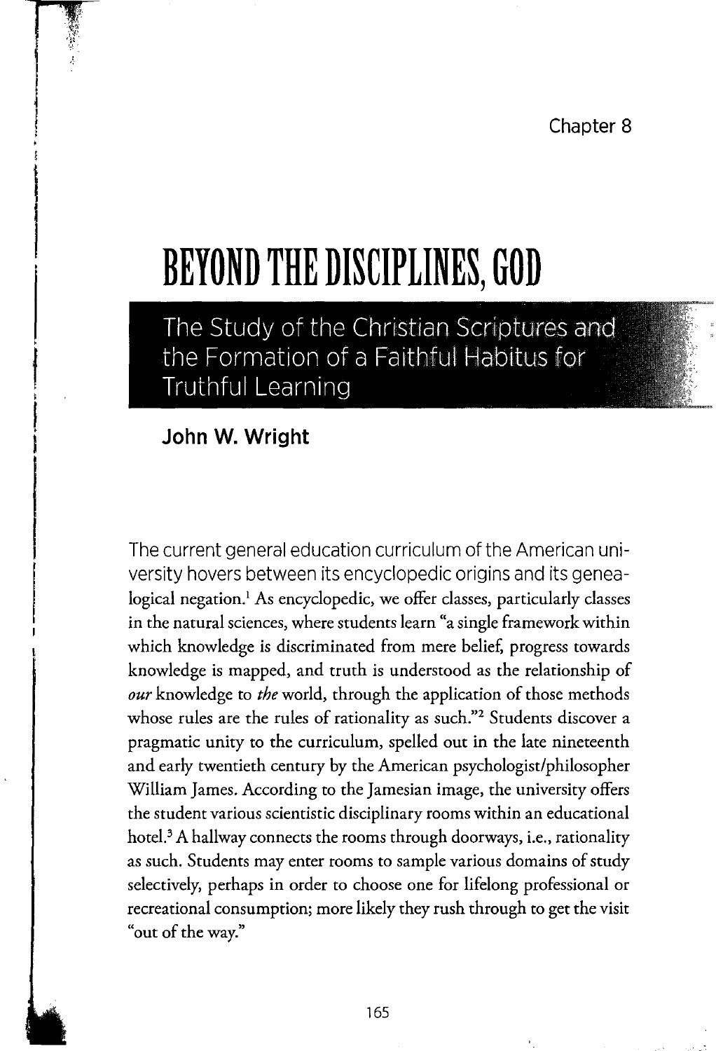Chapter 8

# BEYOND THE DISCIPLINES, GOD

## The Study of the Christian Scriptures and the Formation of a Faithful Habitus for Truthful Learning

**John W. Wright**

The current general education curriculum of the American university hovers between its encyclopedic origins and its genealogical negation.[1] As encyclopedic, we offer classes, particularly classes in the natural sciences, where students learn "a single framework within which knowledge is discriminated from mere belief, progress towards knowledge is mapped, and truth is understood as the relationship of *our* knowledge to *the* world, through the application of those methods whose rules are the rules of rationality as such."[2] Students discover a pragmatic unity to the curriculum, spelled out in the late nineteenth and early twentieth century by the American psychologist/philosopher William James. According to the Jamesian image, the university offers the student various scientistic disciplinary rooms within an educational hotel.[3] A hallway connects the rooms through doorways, i.e., rationality as such. Students may enter rooms to sample various domains of study selectively, perhaps in order to choose one for lifelong professional or recreational consumption; more likely they rush through to get the visit "out of the way."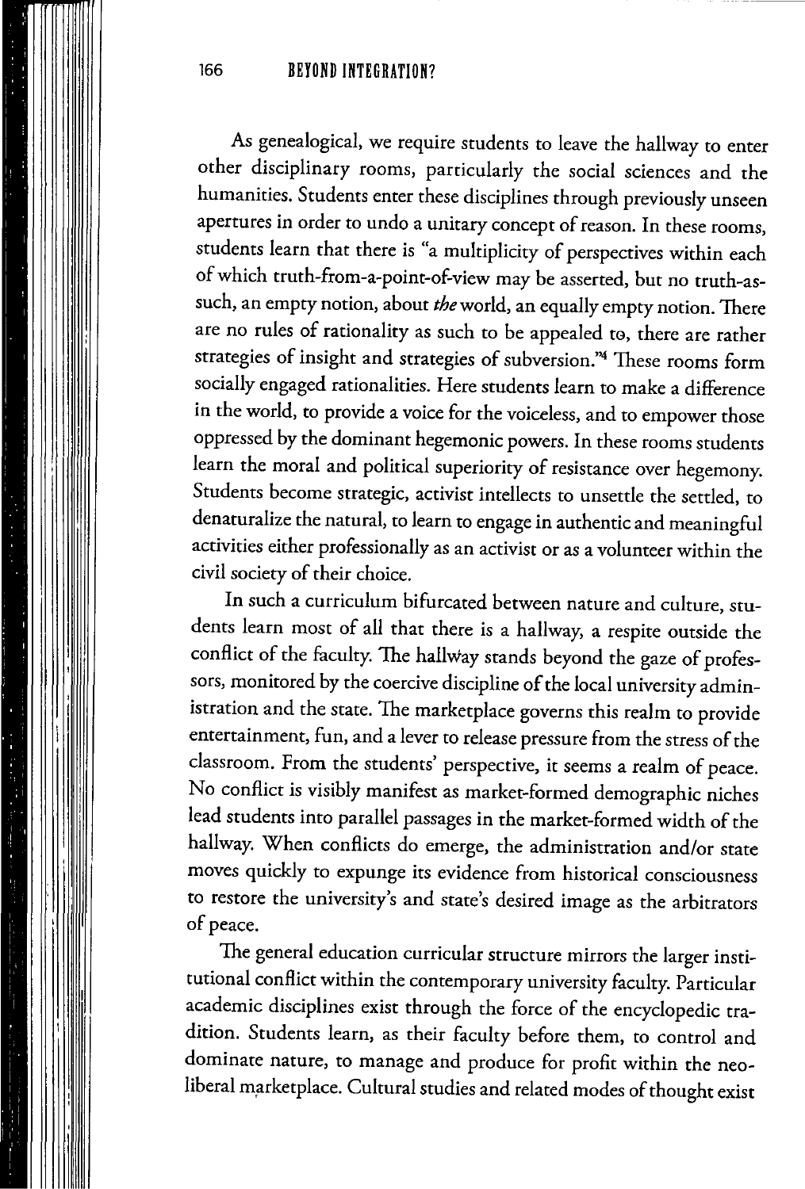As genealogical, we require students to leave the hallway to enter other disciplinary rooms, particularly the social sciences and the humanities. Students enter these disciplines through previously unseen apertures in order to undo a unitary concept of reason. In these rooms, students learn that there is "a multiplicity of perspectives within each of which truth-from-a-point-of-view may be asserted, but no truth-as-such, an empty notion, about *the* world, an equally empty notion. There are no rules of rationality as such to be appealed to, there are rather strategies of insight and strategies of subversion."[4] These rooms form socially engaged rationalities. Here students learn to make a difference in the world, to provide a voice for the voiceless, and to empower those oppressed by the dominant hegemonic powers. In these rooms students learn the moral and political superiority of resistance over hegemony. Students become strategic, activist intellects to unsettle the settled, to denaturalize the natural, to learn to engage in authentic and meaningful activities either professionally as an activist or as a volunteer within the civil society of their choice.

In such a curriculum bifurcated between nature and culture, students learn most of all that there is a hallway, a respite outside the conflict of the faculty. The hallway stands beyond the gaze of professors, monitored by the coercive discipline of the local university administration and the state. The marketplace governs this realm to provide entertainment, fun, and a lever to release pressure from the stress of the classroom. From the students' perspective, it seems a realm of peace. No conflict is visibly manifest as market-formed demographic niches lead students into parallel passages in the market-formed width of the hallway. When conflicts do emerge, the administration and/or state moves quickly to expunge its evidence from historical consciousness to restore the university's and state's desired image as the arbitrators of peace.

The general education curricular structure mirrors the larger institutional conflict within the contemporary university faculty. Particular academic disciplines exist through the force of the encyclopedic tradition. Students learn, as their faculty before them, to control and dominate nature, to manage and produce for profit within the neoliberal marketplace. Cultural studies and related modes of thought exist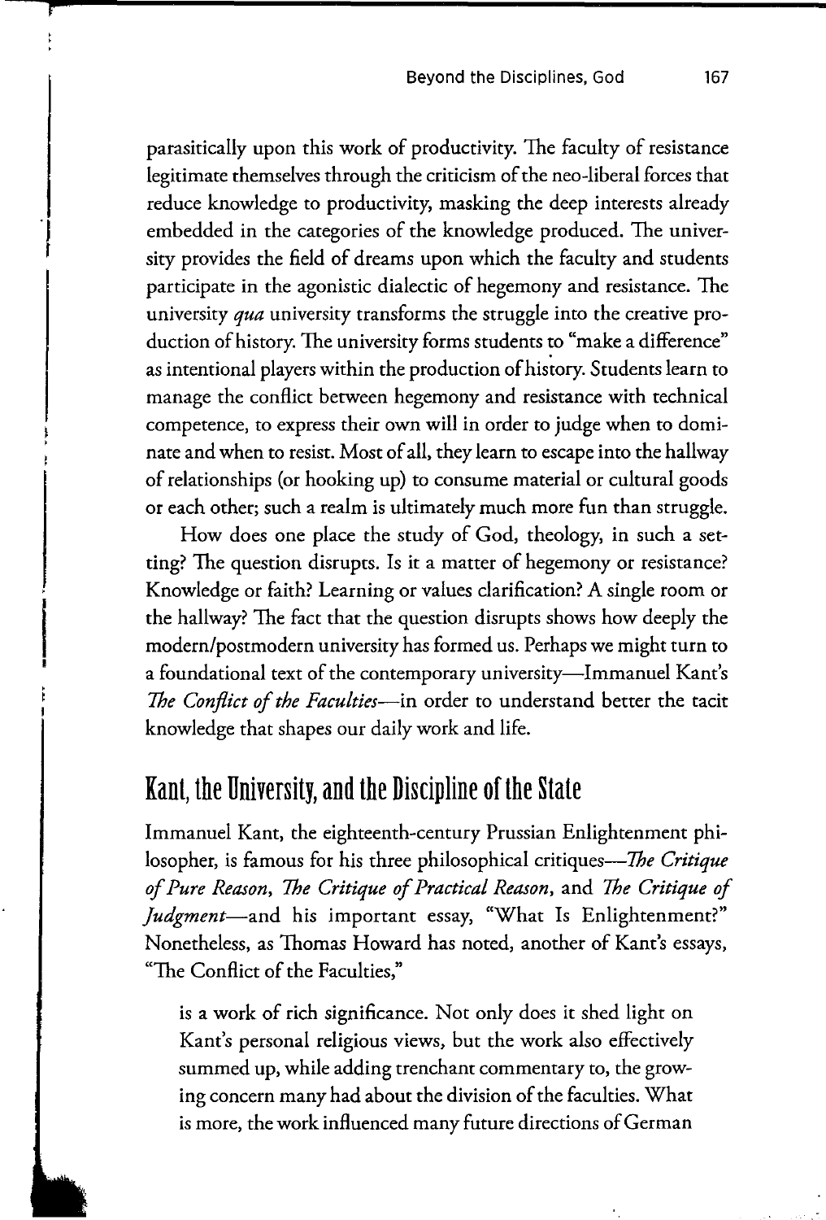parasitically upon this work of productivity. The faculty of resistance legitimate themselves through the criticism of the neo-liberal forces that reduce knowledge to productivity, masking the deep interests already embedded in the categories of the knowledge produced. The university provides the field of dreams upon which the faculty and students participate in the agonistic dialectic of hegemony and resistance. The university *qua* university transforms the struggle into the creative production of history. The university forms students to "make a difference" as intentional players within the production of history. Students learn to manage the conflict between hegemony and resistance with technical competence, to express their own will in order to judge when to dominate and when to resist. Most of all, they learn to escape into the hallway of relationships (or hooking up) to consume material or cultural goods or each other; such a realm is ultimately much more fun than struggle.

How does one place the study of God, theology, in such a setting? The question disrupts. Is it a matter of hegemony or resistance? Knowledge or faith? Learning or values clarification? A single room or the hallway? The fact that the question disrupts shows how deeply the modern/postmodern university has formed us. Perhaps we might turn to a foundational text of the contemporary university—Immanuel Kant's *The Conflict of the Faculties*—in order to understand better the tacit knowledge that shapes our daily work and life.

## Kant, the University, and the Discipline of the State

Immanuel Kant, the eighteenth-century Prussian Enlightenment philosopher, is famous for his three philosophical critiques—*The Critique of Pure Reason*, *The Critique of Practical Reason*, and *The Critique of Judgment*—and his important essay, "What Is Enlightenment?" Nonetheless, as Thomas Howard has noted, another of Kant's essays, "The Conflict of the Faculties,"

> is a work of rich significance. Not only does it shed light on Kant's personal religious views, but the work also effectively summed up, while adding trenchant commentary to, the growing concern many had about the division of the faculties. What is more, the work influenced many future directions of German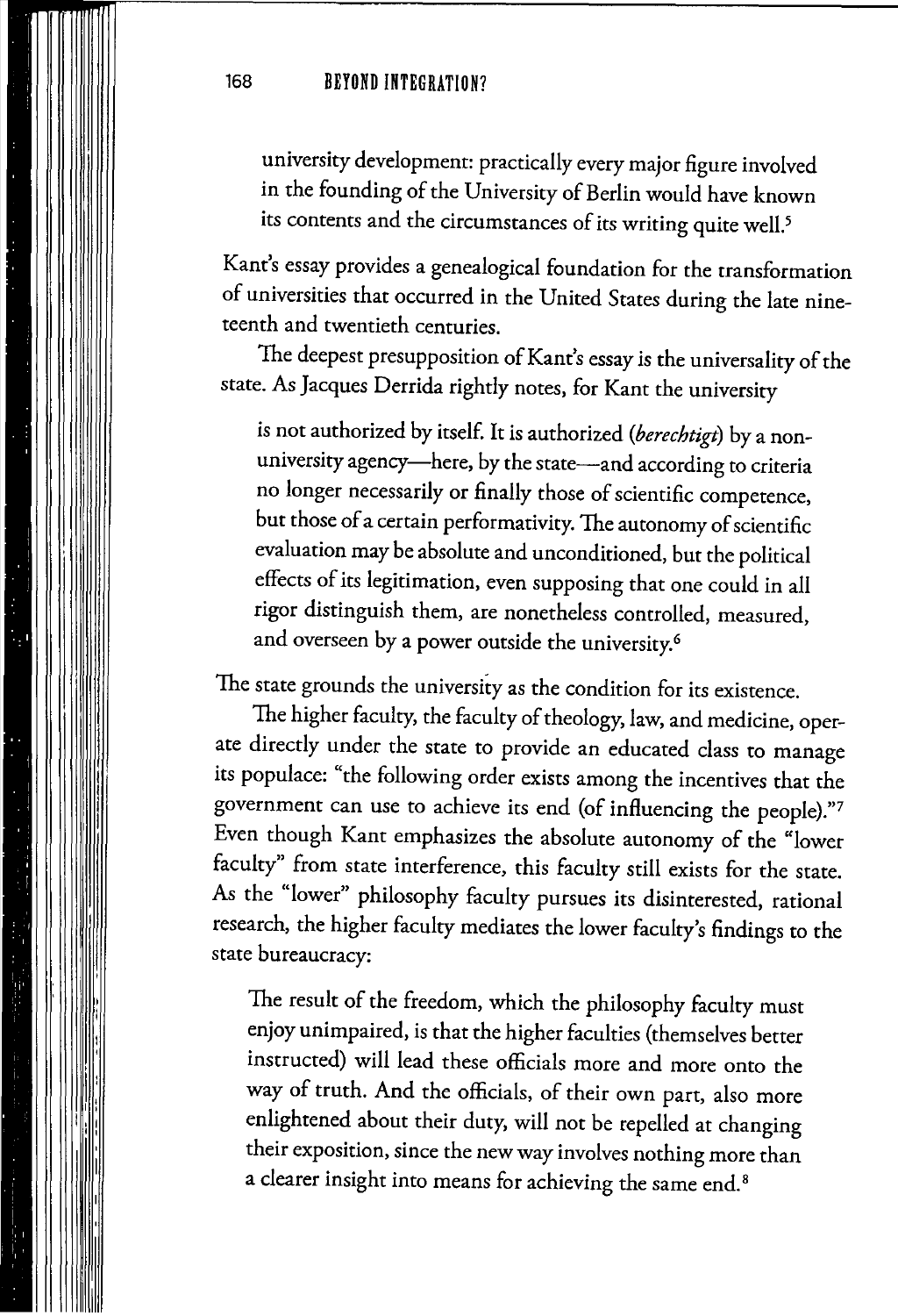university development: practically every major figure involved in the founding of the University of Berlin would have known its contents and the circumstances of its writing quite well.[5]

Kant's essay provides a genealogical foundation for the transformation of universities that occurred in the United States during the late nineteenth and twentieth centuries.

The deepest presupposition of Kant's essay is the universality of the state. As Jacques Derrida rightly notes, for Kant the university

> is not authorized by itself. It is authorized (*berechtigt*) by a non-university agency—here, by the state—and according to criteria no longer necessarily or finally those of scientific competence, but those of a certain performativity. The autonomy of scientific evaluation may be absolute and unconditioned, but the political effects of its legitimation, even supposing that one could in all rigor distinguish them, are nonetheless controlled, measured, and overseen by a power outside the university.[6]

The state grounds the university as the condition for its existence.

The higher faculty, the faculty of theology, law, and medicine, operate directly under the state to provide an educated class to manage its populace: "the following order exists among the incentives that the government can use to achieve its end (of influencing the people)."[7] Even though Kant emphasizes the absolute autonomy of the "lower faculty" from state interference, this faculty still exists for the state. As the "lower" philosophy faculty pursues its disinterested, rational research, the higher faculty mediates the lower faculty's findings to the state bureaucracy:

> The result of the freedom, which the philosophy faculty must enjoy unimpaired, is that the higher faculties (themselves better instructed) will lead these officials more and more onto the way of truth. And the officials, of their own part, also more enlightened about their duty, will not be repelled at changing their exposition, since the new way involves nothing more than a clearer insight into means for achieving the same end.[8]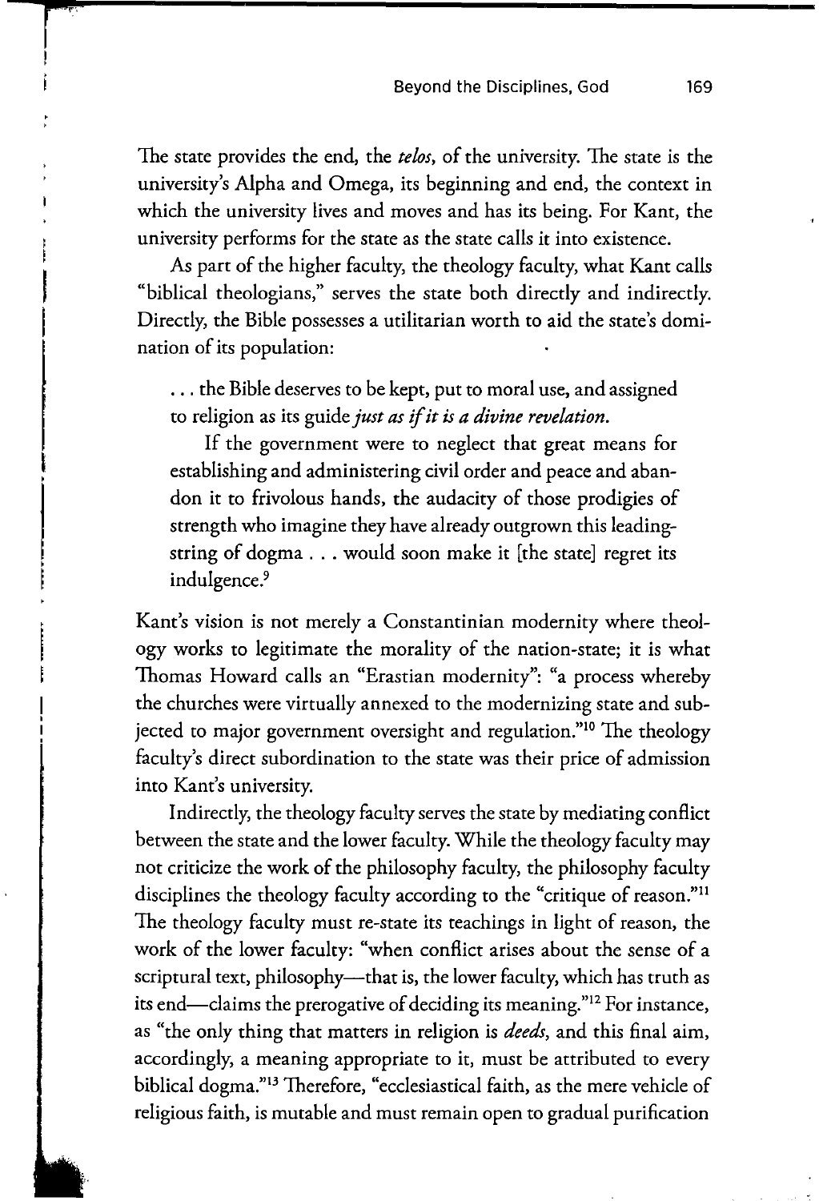The state provides the end, the *telos*, of the university. The state is the university's Alpha and Omega, its beginning and end, the context in which the university lives and moves and has its being. For Kant, the university performs for the state as the state calls it into existence.

As part of the higher faculty, the theology faculty, what Kant calls "biblical theologians," serves the state both directly and indirectly. Directly, the Bible possesses a utilitarian worth to aid the state's domination of its population:

> . . . the Bible deserves to be kept, put to moral use, and assigned to religion as its guide *just as if it is a divine revelation.*
>
> If the government were to neglect that great means for establishing and administering civil order and peace and abandon it to frivolous hands, the audacity of those prodigies of strength who imagine they have already outgrown this leading-string of dogma . . . would soon make it [the state] regret its indulgence.[9]

Kant's vision is not merely a Constantinian modernity where theology works to legitimate the morality of the nation-state; it is what Thomas Howard calls an "Erastian modernity": "a process whereby the churches were virtually annexed to the modernizing state and subjected to major government oversight and regulation."[10] The theology faculty's direct subordination to the state was their price of admission into Kant's university.

Indirectly, the theology faculty serves the state by mediating conflict between the state and the lower faculty. While the theology faculty may not criticize the work of the philosophy faculty, the philosophy faculty disciplines the theology faculty according to the "critique of reason."[11] The theology faculty must re-state its teachings in light of reason, the work of the lower faculty: "when conflict arises about the sense of a scriptural text, philosophy—that is, the lower faculty, which has truth as its end—claims the prerogative of deciding its meaning."[12] For instance, as "the only thing that matters in religion is *deeds*, and this final aim, accordingly, a meaning appropriate to it, must be attributed to every biblical dogma."[13] Therefore, "ecclesiastical faith, as the mere vehicle of religious faith, is mutable and must remain open to gradual purification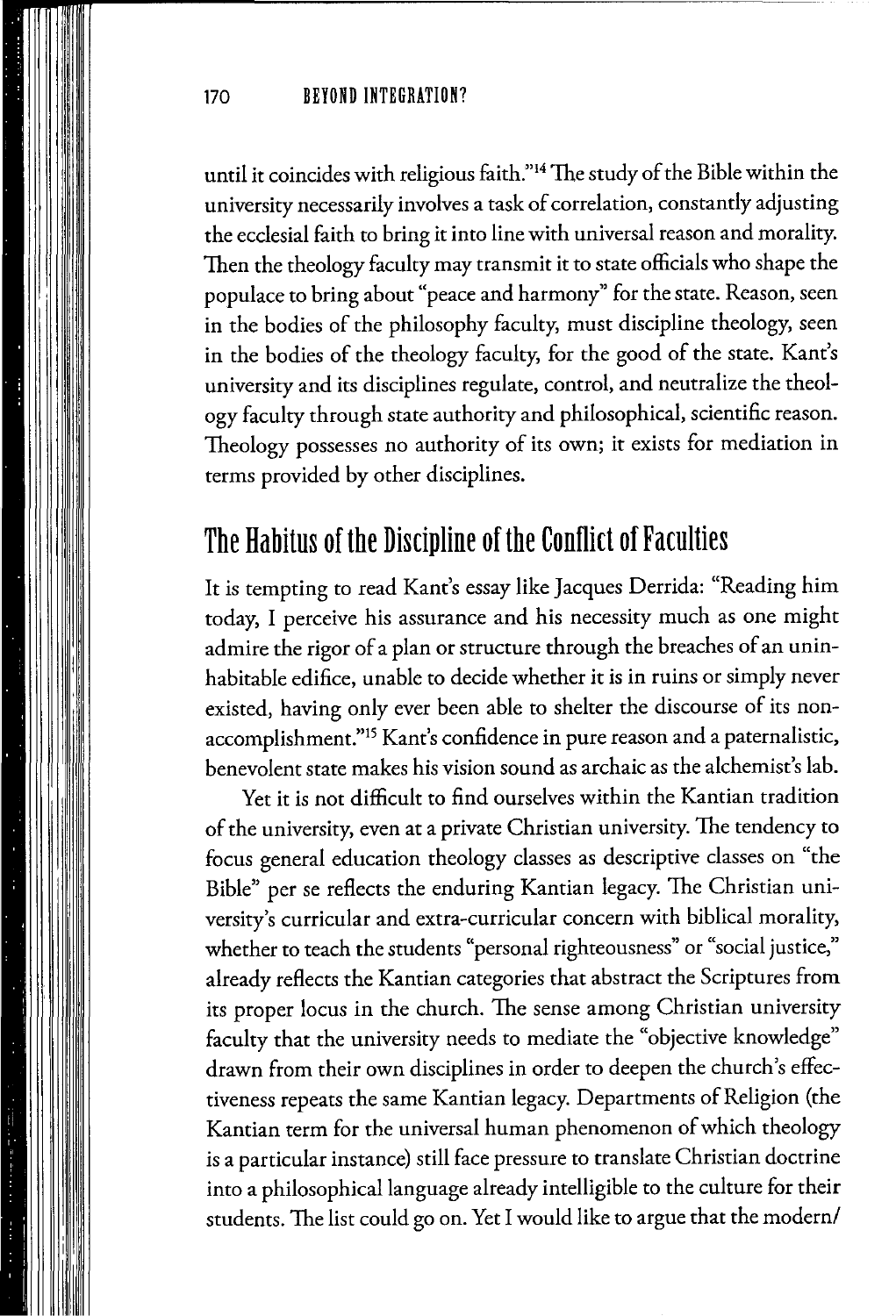until it coincides with religious faith."[14] The study of the Bible within the university necessarily involves a task of correlation, constantly adjusting the ecclesial faith to bring it into line with universal reason and morality. Then the theology faculty may transmit it to state officials who shape the populace to bring about "peace and harmony" for the state. Reason, seen in the bodies of the philosophy faculty, must discipline theology, seen in the bodies of the theology faculty, for the good of the state. Kant's university and its disciplines regulate, control, and neutralize the theology faculty through state authority and philosophical, scientific reason. Theology possesses no authority of its own; it exists for mediation in terms provided by other disciplines.

## The Habitus of the Discipline of the Conflict of Faculties

It is tempting to read Kant's essay like Jacques Derrida: "Reading him today, I perceive his assurance and his necessity much as one might admire the rigor of a plan or structure through the breaches of an uninhabitable edifice, unable to decide whether it is in ruins or simply never existed, having only ever been able to shelter the discourse of its non-accomplishment."[15] Kant's confidence in pure reason and a paternalistic, benevolent state makes his vision sound as archaic as the alchemist's lab.

Yet it is not difficult to find ourselves within the Kantian tradition of the university, even at a private Christian university. The tendency to focus general education theology classes as descriptive classes on "the Bible" per se reflects the enduring Kantian legacy. The Christian university's curricular and extra-curricular concern with biblical morality, whether to teach the students "personal righteousness" or "social justice," already reflects the Kantian categories that abstract the Scriptures from its proper locus in the church. The sense among Christian university faculty that the university needs to mediate the "objective knowledge" drawn from their own disciplines in order to deepen the church's effectiveness repeats the same Kantian legacy. Departments of Religion (the Kantian term for the universal human phenomenon of which theology is a particular instance) still face pressure to translate Christian doctrine into a philosophical language already intelligible to the culture for their students. The list could go on. Yet I would like to argue that the modern/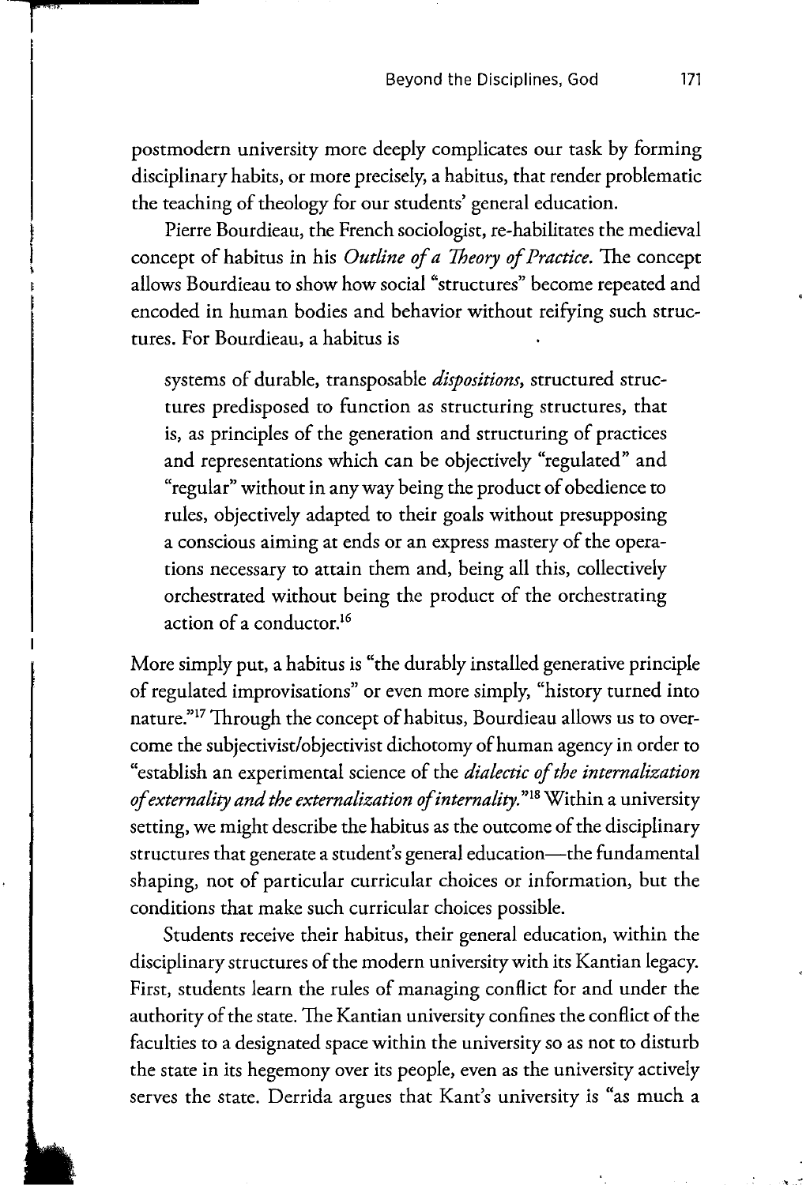postmodern university more deeply complicates our task by forming disciplinary habits, or more precisely, a habitus, that render problematic the teaching of theology for our students' general education.

Pierre Bourdieau, the French sociologist, re-habilitates the medieval concept of habitus in his *Outline of a Theory of Practice*. The concept allows Bourdieau to show how social "structures" become repeated and encoded in human bodies and behavior without reifying such structures. For Bourdieau, a habitus is

> systems of durable, transposable *dispositions*, structured structures predisposed to function as structuring structures, that is, as principles of the generation and structuring of practices and representations which can be objectively "regulated" and "regular" without in any way being the product of obedience to rules, objectively adapted to their goals without presupposing a conscious aiming at ends or an express mastery of the operations necessary to attain them and, being all this, collectively orchestrated without being the product of the orchestrating action of a conductor.[16]

More simply put, a habitus is "the durably installed generative principle of regulated improvisations" or even more simply, "history turned into nature."[17] Through the concept of habitus, Bourdieau allows us to overcome the subjectivist/objectivist dichotomy of human agency in order to "establish an experimental science of the *dialectic of the internalization of externality and the externalization of internality*."[18] Within a university setting, we might describe the habitus as the outcome of the disciplinary structures that generate a student's general education—the fundamental shaping, not of particular curricular choices or information, but the conditions that make such curricular choices possible.

Students receive their habitus, their general education, within the disciplinary structures of the modern university with its Kantian legacy. First, students learn the rules of managing conflict for and under the authority of the state. The Kantian university confines the conflict of the faculties to a designated space within the university so as not to disturb the state in its hegemony over its people, even as the university actively serves the state. Derrida argues that Kant's university is "as much a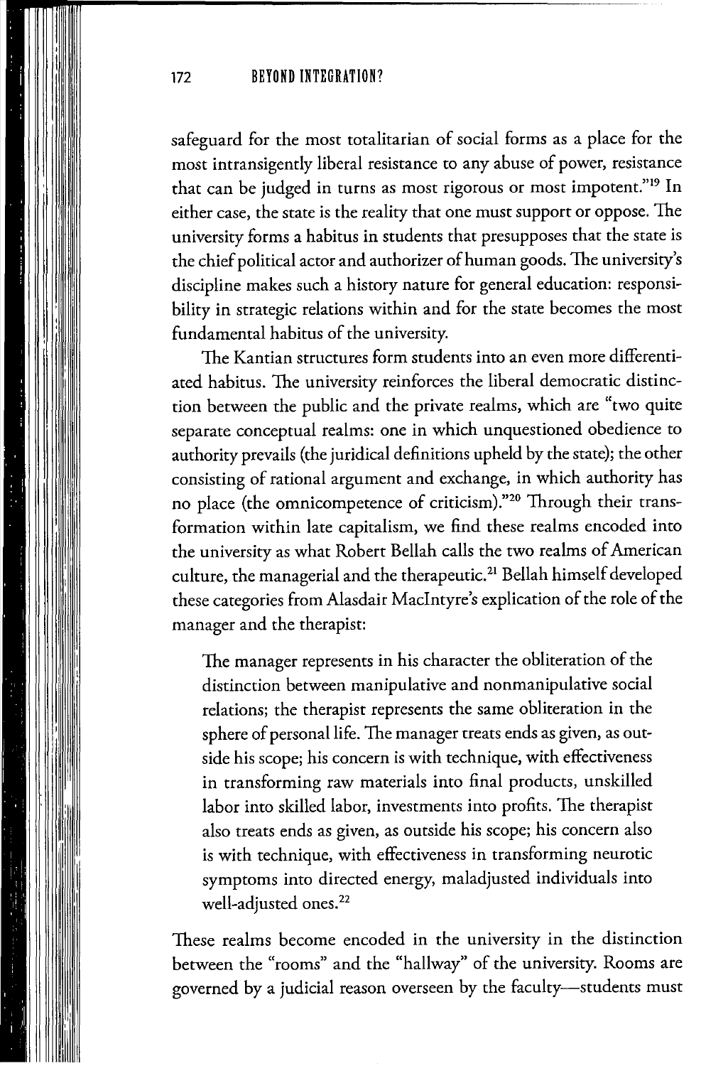safeguard for the most totalitarian of social forms as a place for the most intransigently liberal resistance to any abuse of power, resistance that can be judged in turns as most rigorous or most impotent."[19] In either case, the state is the reality that one must support or oppose. The university forms a habitus in students that presupposes that the state is the chief political actor and authorizer of human goods. The university's discipline makes such a history nature for general education: responsibility in strategic relations within and for the state becomes the most fundamental habitus of the university.

The Kantian structures form students into an even more differentiated habitus. The university reinforces the liberal democratic distinction between the public and the private realms, which are "two quite separate conceptual realms: one in which unquestioned obedience to authority prevails (the juridical definitions upheld by the state); the other consisting of rational argument and exchange, in which authority has no place (the omnicompetence of criticism)."[20] Through their transformation within late capitalism, we find these realms encoded into the university as what Robert Bellah calls the two realms of American culture, the managerial and the therapeutic.[21] Bellah himself developed these categories from Alasdair MacIntyre's explication of the role of the manager and the therapist:

> The manager represents in his character the obliteration of the distinction between manipulative and nonmanipulative social relations; the therapist represents the same obliteration in the sphere of personal life. The manager treats ends as given, as outside his scope; his concern is with technique, with effectiveness in transforming raw materials into final products, unskilled labor into skilled labor, investments into profits. The therapist also treats ends as given, as outside his scope; his concern also is with technique, with effectiveness in transforming neurotic symptoms into directed energy, maladjusted individuals into well-adjusted ones.[22]

These realms become encoded in the university in the distinction between the "rooms" and the "hallway" of the university. Rooms are governed by a judicial reason overseen by the faculty—students must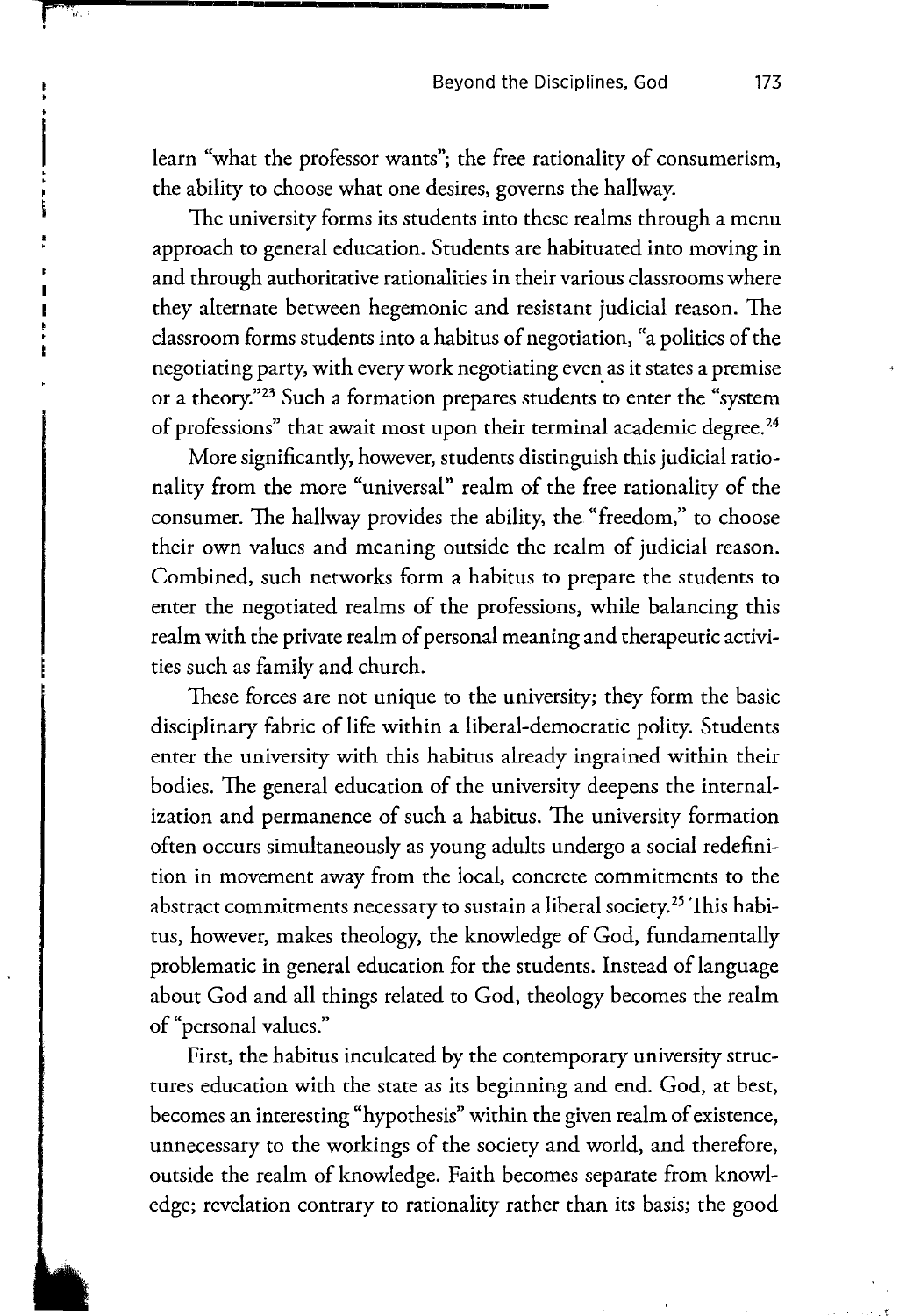learn "what the professor wants"; the free rationality of consumerism, the ability to choose what one desires, governs the hallway.

The university forms its students into these realms through a menu approach to general education. Students are habituated into moving in and through authoritative rationalities in their various classrooms where they alternate between hegemonic and resistant judicial reason. The classroom forms students into a habitus of negotiation, "a politics of the negotiating party, with every work negotiating even as it states a premise or a theory."[23] Such a formation prepares students to enter the "system of professions" that await most upon their terminal academic degree.[24]

More significantly, however, students distinguish this judicial rationality from the more "universal" realm of the free rationality of the consumer. The hallway provides the ability, the "freedom," to choose their own values and meaning outside the realm of judicial reason. Combined, such networks form a habitus to prepare the students to enter the negotiated realms of the professions, while balancing this realm with the private realm of personal meaning and therapeutic activities such as family and church.

These forces are not unique to the university; they form the basic disciplinary fabric of life within a liberal-democratic polity. Students enter the university with this habitus already ingrained within their bodies. The general education of the university deepens the internalization and permanence of such a habitus. The university formation often occurs simultaneously as young adults undergo a social redefinition in movement away from the local, concrete commitments to the abstract commitments necessary to sustain a liberal society.[25] This habitus, however, makes theology, the knowledge of God, fundamentally problematic in general education for the students. Instead of language about God and all things related to God, theology becomes the realm of "personal values."

First, the habitus inculcated by the contemporary university structures education with the state as its beginning and end. God, at best, becomes an interesting "hypothesis" within the given realm of existence, unnecessary to the workings of the society and world, and therefore, outside the realm of knowledge. Faith becomes separate from knowledge; revelation contrary to rationality rather than its basis; the good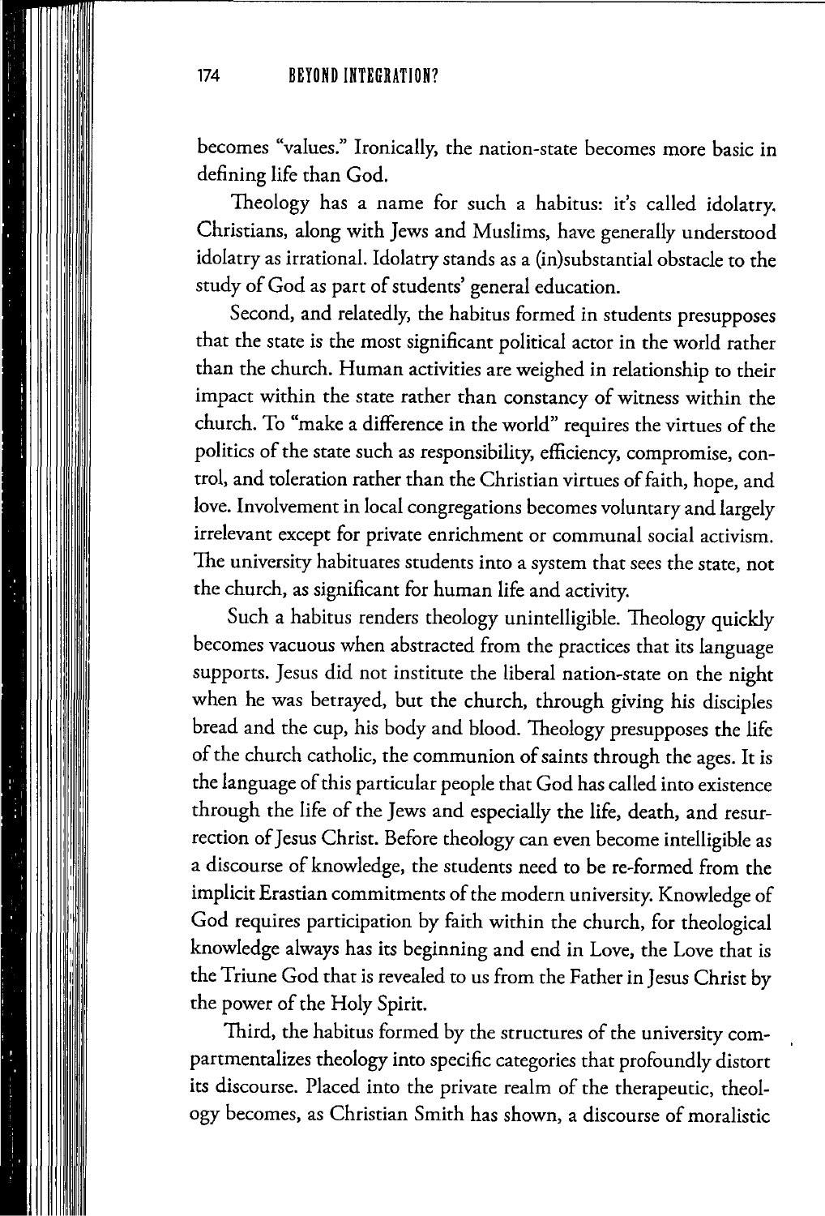becomes "values." Ironically, the nation-state becomes more basic in defining life than God.

Theology has a name for such a habitus: it's called idolatry. Christians, along with Jews and Muslims, have generally understood idolatry as irrational. Idolatry stands as a (in)substantial obstacle to the study of God as part of students' general education.

Second, and relatedly, the habitus formed in students presupposes that the state is the most significant political actor in the world rather than the church. Human activities are weighed in relationship to their impact within the state rather than constancy of witness within the church. To "make a difference in the world" requires the virtues of the politics of the state such as responsibility, efficiency, compromise, control, and toleration rather than the Christian virtues of faith, hope, and love. Involvement in local congregations becomes voluntary and largely irrelevant except for private enrichment or communal social activism. The university habituates students into a system that sees the state, not the church, as significant for human life and activity.

Such a habitus renders theology unintelligible. Theology quickly becomes vacuous when abstracted from the practices that its language supports. Jesus did not institute the liberal nation-state on the night when he was betrayed, but the church, through giving his disciples bread and the cup, his body and blood. Theology presupposes the life of the church catholic, the communion of saints through the ages. It is the language of this particular people that God has called into existence through the life of the Jews and especially the life, death, and resurrection of Jesus Christ. Before theology can even become intelligible as a discourse of knowledge, the students need to be re-formed from the implicit Erastian commitments of the modern university. Knowledge of God requires participation by faith within the church, for theological knowledge always has its beginning and end in Love, the Love that is the Triune God that is revealed to us from the Father in Jesus Christ by the power of the Holy Spirit.

Third, the habitus formed by the structures of the university compartmentalizes theology into specific categories that profoundly distort its discourse. Placed into the private realm of the therapeutic, theology becomes, as Christian Smith has shown, a discourse of moralistic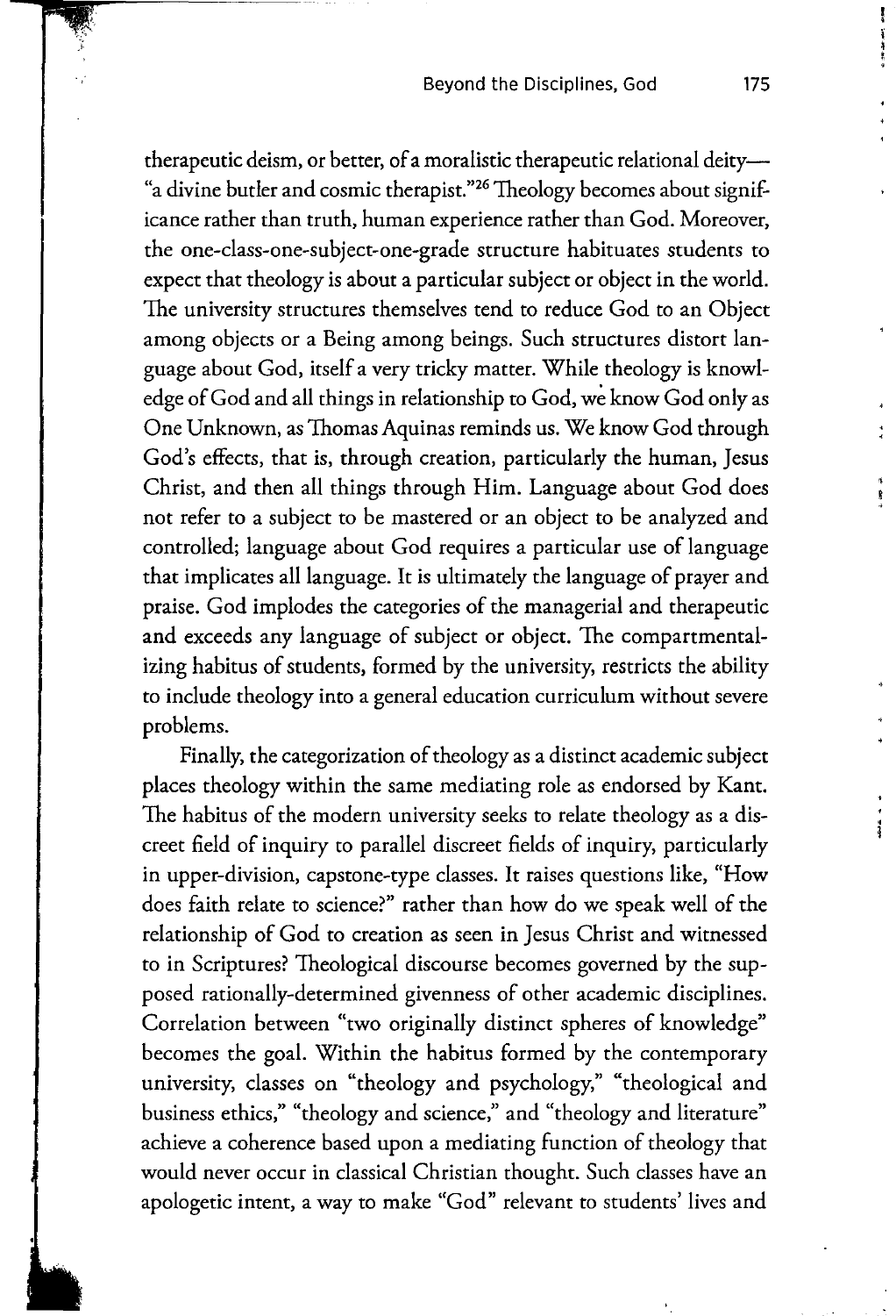therapeutic deism, or better, of a moralistic therapeutic relational deity—"a divine butler and cosmic therapist."[26] Theology becomes about significance rather than truth, human experience rather than God. Moreover, the one-class-one-subject-one-grade structure habituates students to expect that theology is about a particular subject or object in the world. The university structures themselves tend to reduce God to an Object among objects or a Being among beings. Such structures distort language about God, itself a very tricky matter. While theology is knowledge of God and all things in relationship to God, we know God only as One Unknown, as Thomas Aquinas reminds us. We know God through God's effects, that is, through creation, particularly the human, Jesus Christ, and then all things through Him. Language about God does not refer to a subject to be mastered or an object to be analyzed and controlled; language about God requires a particular use of language that implicates all language. It is ultimately the language of prayer and praise. God implodes the categories of the managerial and therapeutic and exceeds any language of subject or object. The compartmentalizing habitus of students, formed by the university, restricts the ability to include theology into a general education curriculum without severe problems.

Finally, the categorization of theology as a distinct academic subject places theology within the same mediating role as endorsed by Kant. The habitus of the modern university seeks to relate theology as a discreet field of inquiry to parallel discreet fields of inquiry, particularly in upper-division, capstone-type classes. It raises questions like, "How does faith relate to science?" rather than how do we speak well of the relationship of God to creation as seen in Jesus Christ and witnessed to in Scriptures? Theological discourse becomes governed by the supposed rationally-determined givenness of other academic disciplines. Correlation between "two originally distinct spheres of knowledge" becomes the goal. Within the habitus formed by the contemporary university, classes on "theology and psychology," "theological and business ethics," "theology and science," and "theology and literature" achieve a coherence based upon a mediating function of theology that would never occur in classical Christian thought. Such classes have an apologetic intent, a way to make "God" relevant to students' lives and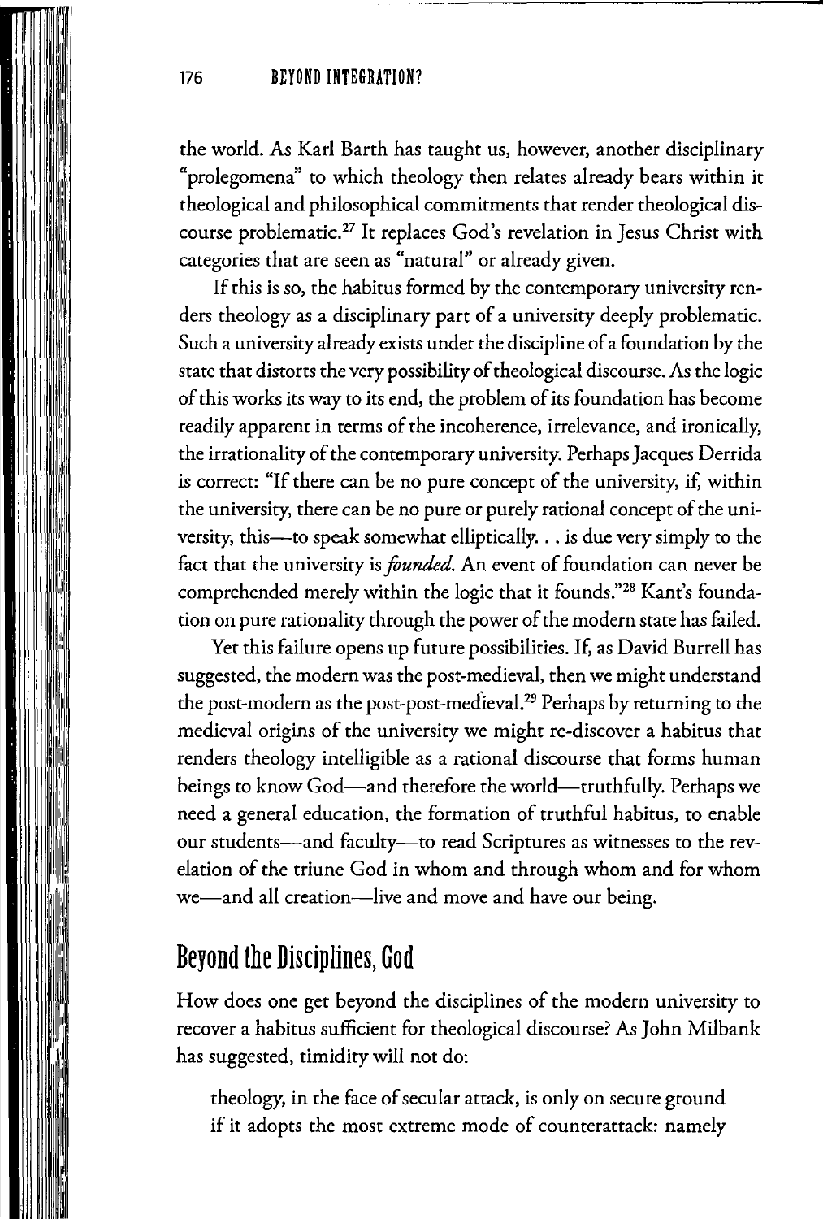the world. As Karl Barth has taught us, however, another disciplinary "prolegomena" to which theology then relates already bears within it theological and philosophical commitments that render theological discourse problematic.[27] It replaces God's revelation in Jesus Christ with categories that are seen as "natural" or already given.

If this is so, the habitus formed by the contemporary university renders theology as a disciplinary part of a university deeply problematic. Such a university already exists under the discipline of a foundation by the state that distorts the very possibility of theological discourse. As the logic of this works its way to its end, the problem of its foundation has become readily apparent in terms of the incoherence, irrelevance, and ironically, the irrationality of the contemporary university. Perhaps Jacques Derrida is correct: "If there can be no pure concept of the university, if, within the university, there can be no pure or purely rational concept of the university, this—to speak somewhat elliptically. . . is due very simply to the fact that the university is *founded*. An event of foundation can never be comprehended merely within the logic that it founds."[28] Kant's foundation on pure rationality through the power of the modern state has failed.

Yet this failure opens up future possibilities. If, as David Burrell has suggested, the modern was the post-medieval, then we might understand the post-modern as the post-post-medieval.[29] Perhaps by returning to the medieval origins of the university we might re-discover a habitus that renders theology intelligible as a rational discourse that forms human beings to know God—and therefore the world—truthfully. Perhaps we need a general education, the formation of truthful habitus, to enable our students—and faculty—to read Scriptures as witnesses to the revelation of the triune God in whom and through whom and for whom we—and all creation—live and move and have our being.

## Beyond the Disciplines, God

How does one get beyond the disciplines of the modern university to recover a habitus sufficient for theological discourse? As John Milbank has suggested, timidity will not do:

> theology, in the face of secular attack, is only on secure ground if it adopts the most extreme mode of counterattack: namely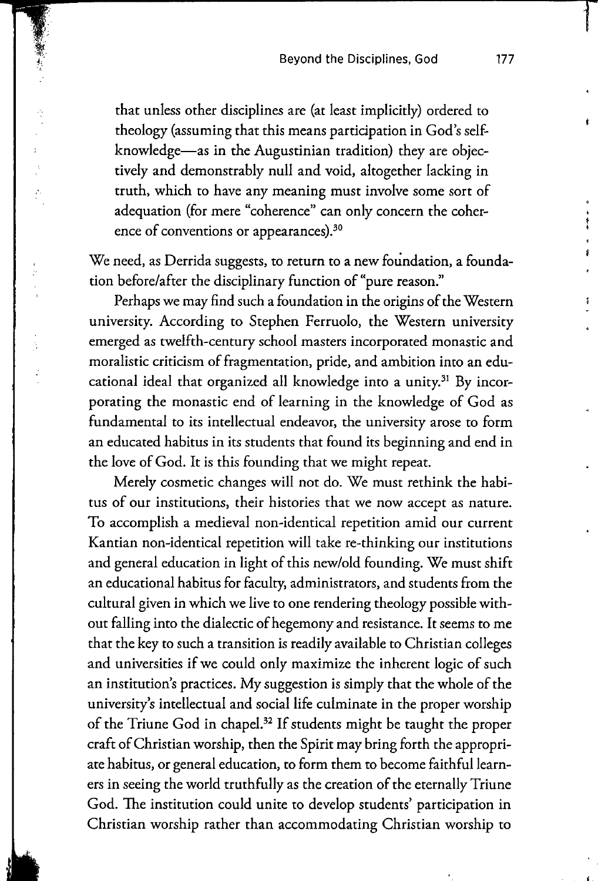> that unless other disciplines are (at least implicitly) ordered to theology (assuming that this means participation in God's self-knowledge—as in the Augustinian tradition) they are objectively and demonstrably null and void, altogether lacking in truth, which to have any meaning must involve some sort of adequation (for mere "coherence" can only concern the coherence of conventions or appearances).[30]

We need, as Derrida suggests, to return to a new foundation, a foundation before/after the disciplinary function of "pure reason."

Perhaps we may find such a foundation in the origins of the Western university. According to Stephen Ferruolo, the Western university emerged as twelfth-century school masters incorporated monastic and moralistic criticism of fragmentation, pride, and ambition into an educational ideal that organized all knowledge into a unity.[31] By incorporating the monastic end of learning in the knowledge of God as fundamental to its intellectual endeavor, the university arose to form an educated habitus in its students that found its beginning and end in the love of God. It is this founding that we might repeat.

Merely cosmetic changes will not do. We must rethink the habitus of our institutions, their histories that we now accept as nature. To accomplish a medieval non-identical repetition amid our current Kantian non-identical repetition will take re-thinking our institutions and general education in light of this new/old founding. We must shift an educational habitus for faculty, administrators, and students from the cultural given in which we live to one rendering theology possible without falling into the dialectic of hegemony and resistance. It seems to me that the key to such a transition is readily available to Christian colleges and universities if we could only maximize the inherent logic of such an institution's practices. My suggestion is simply that the whole of the university's intellectual and social life culminate in the proper worship of the Triune God in chapel.[32] If students might be taught the proper craft of Christian worship, then the Spirit may bring forth the appropriate habitus, or general education, to form them to become faithful learners in seeing the world truthfully as the creation of the eternally Triune God. The institution could unite to develop students' participation in Christian worship rather than accommodating Christian worship to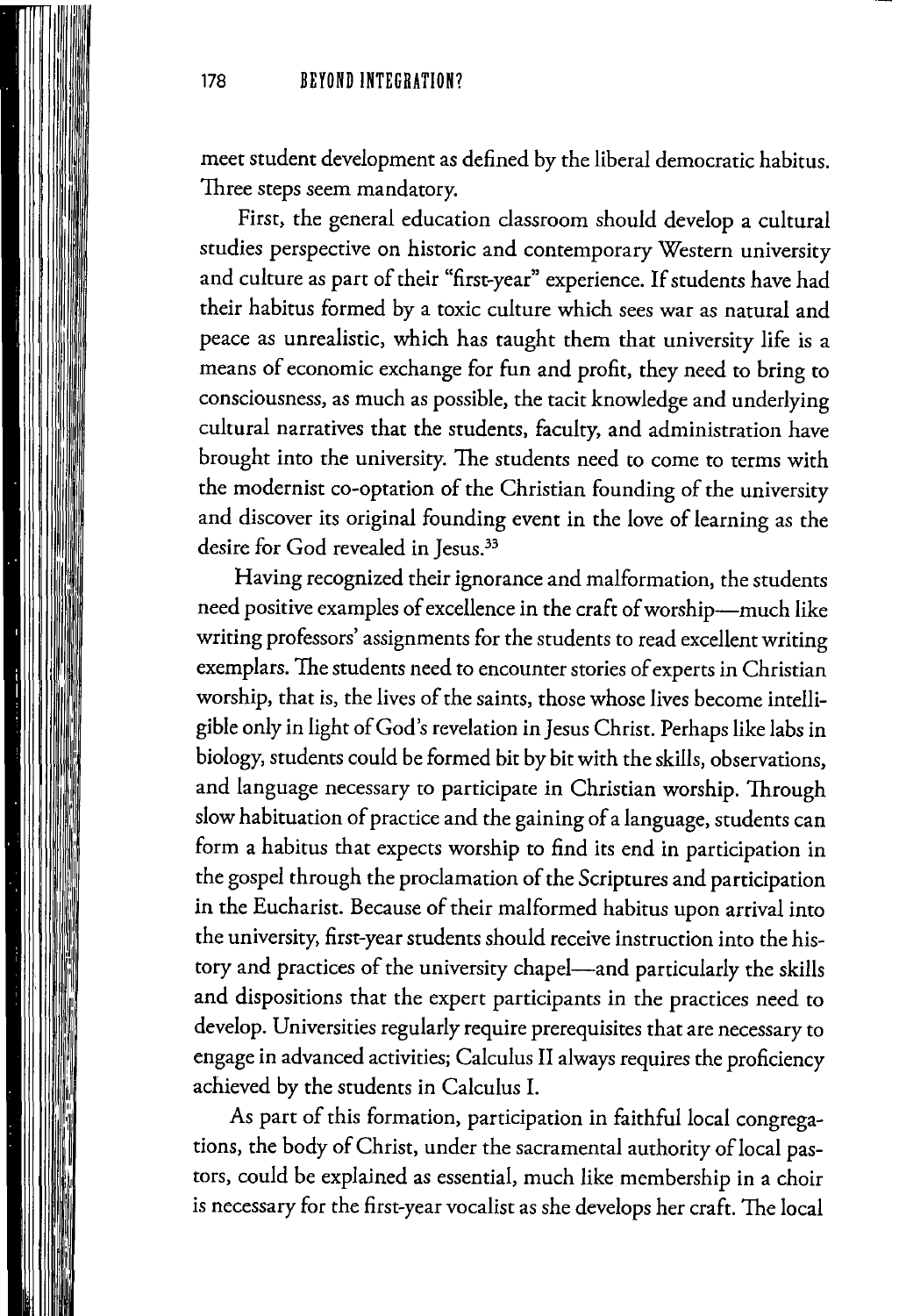meet student development as defined by the liberal democratic habitus. Three steps seem mandatory.

First, the general education classroom should develop a cultural studies perspective on historic and contemporary Western university and culture as part of their "first-year" experience. If students have had their habitus formed by a toxic culture which sees war as natural and peace as unrealistic, which has taught them that university life is a means of economic exchange for fun and profit, they need to bring to consciousness, as much as possible, the tacit knowledge and underlying cultural narratives that the students, faculty, and administration have brought into the university. The students need to come to terms with the modernist co-optation of the Christian founding of the university and discover its original founding event in the love of learning as the desire for God revealed in Jesus.[33]

Having recognized their ignorance and malformation, the students need positive examples of excellence in the craft of worship—much like writing professors' assignments for the students to read excellent writing exemplars. The students need to encounter stories of experts in Christian worship, that is, the lives of the saints, those whose lives become intelligible only in light of God's revelation in Jesus Christ. Perhaps like labs in biology, students could be formed bit by bit with the skills, observations, and language necessary to participate in Christian worship. Through slow habituation of practice and the gaining of a language, students can form a habitus that expects worship to find its end in participation in the gospel through the proclamation of the Scriptures and participation in the Eucharist. Because of their malformed habitus upon arrival into the university, first-year students should receive instruction into the history and practices of the university chapel—and particularly the skills and dispositions that the expert participants in the practices need to develop. Universities regularly require prerequisites that are necessary to engage in advanced activities; Calculus II always requires the proficiency achieved by the students in Calculus I.

As part of this formation, participation in faithful local congregations, the body of Christ, under the sacramental authority of local pastors, could be explained as essential, much like membership in a choir is necessary for the first-year vocalist as she develops her craft. The local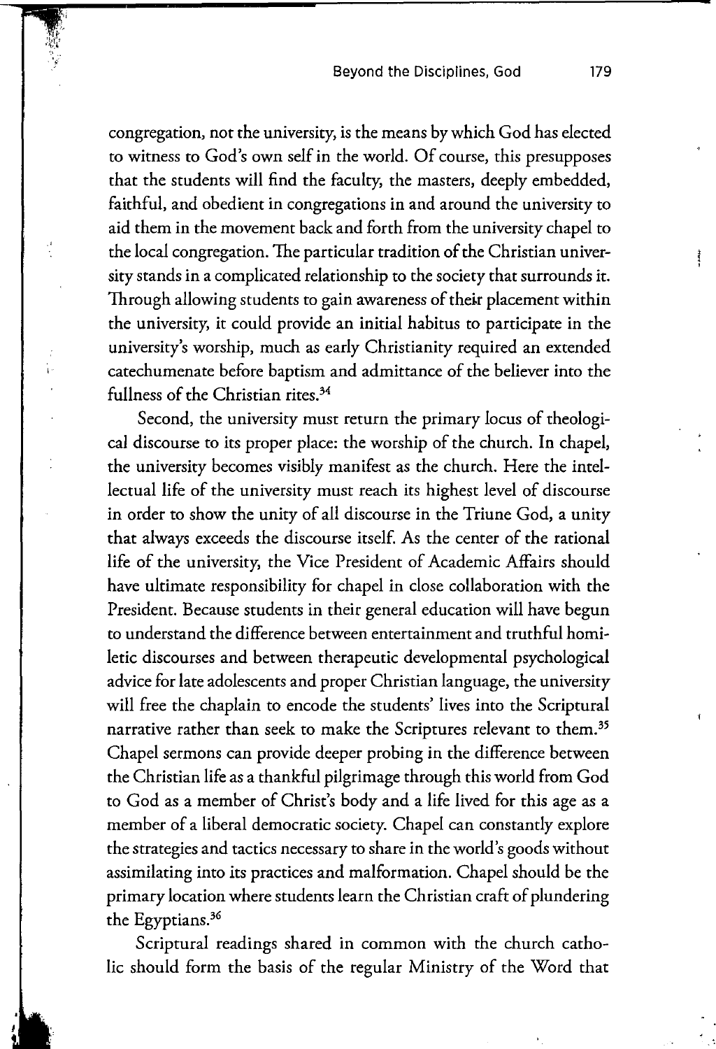congregation, not the university, is the means by which God has elected to witness to God's own self in the world. Of course, this presupposes that the students will find the faculty, the masters, deeply embedded, faithful, and obedient in congregations in and around the university to aid them in the movement back and forth from the university chapel to the local congregation. The particular tradition of the Christian university stands in a complicated relationship to the society that surrounds it. Through allowing students to gain awareness of their placement within the university, it could provide an initial habitus to participate in the university's worship, much as early Christianity required an extended catechumenate before baptism and admittance of the believer into the fullness of the Christian rites.[34]

Second, the university must return the primary locus of theological discourse to its proper place: the worship of the church. In chapel, the university becomes visibly manifest as the church. Here the intellectual life of the university must reach its highest level of discourse in order to show the unity of all discourse in the Triune God, a unity that always exceeds the discourse itself. As the center of the rational life of the university, the Vice President of Academic Affairs should have ultimate responsibility for chapel in close collaboration with the President. Because students in their general education will have begun to understand the difference between entertainment and truthful homiletic discourses and between therapeutic developmental psychological advice for late adolescents and proper Christian language, the university will free the chaplain to encode the students' lives into the Scriptural narrative rather than seek to make the Scriptures relevant to them.[35] Chapel sermons can provide deeper probing in the difference between the Christian life as a thankful pilgrimage through this world from God to God as a member of Christ's body and a life lived for this age as a member of a liberal democratic society. Chapel can constantly explore the strategies and tactics necessary to share in the world's goods without assimilating into its practices and malformation. Chapel should be the primary location where students learn the Christian craft of plundering the Egyptians.[36]

Scriptural readings shared in common with the church catholic should form the basis of the regular Ministry of the Word that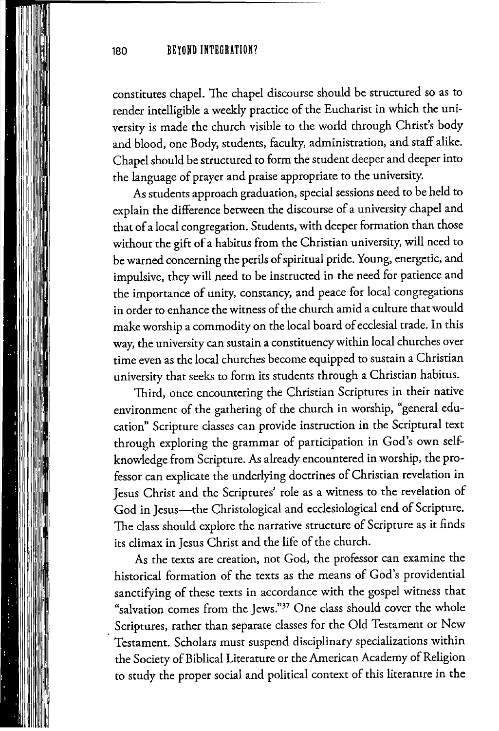constitutes chapel. The chapel discourse should be structured so as to render intelligible a weekly practice of the Eucharist in which the university is made the church visible to the world through Christ's body and blood, one Body, students, faculty, administration, and staff alike. Chapel should be structured to form the student deeper and deeper into the language of prayer and praise appropriate to the university.

As students approach graduation, special sessions need to be held to explain the difference between the discourse of a university chapel and that of a local congregation. Students, with deeper formation than those without the gift of a habitus from the Christian university, will need to be warned concerning the perils of spiritual pride. Young, energetic, and impulsive, they will need to be instructed in the need for patience and the importance of unity, constancy, and peace for local congregations in order to enhance the witness of the church amid a culture that would make worship a commodity on the local board of ecclesial trade. In this way, the university can sustain a constituency within local churches over time even as the local churches become equipped to sustain a Christian university that seeks to form its students through a Christian habitus.

Third, once encountering the Christian Scriptures in their native environment of the gathering of the church in worship, "general education" Scripture classes can provide instruction in the Scriptural text through exploring the grammar of participation in God's own self-knowledge from Scripture. As already encountered in worship, the professor can explicate the underlying doctrines of Christian revelation in Jesus Christ and the Scriptures' role as a witness to the revelation of God in Jesus—the Christological and ecclesiological end of Scripture. The class should explore the narrative structure of Scripture as it finds its climax in Jesus Christ and the life of the church.

As the texts are creation, not God, the professor can examine the historical formation of the texts as the means of God's providential sanctifying of these texts in accordance with the gospel witness that "salvation comes from the Jews."[37] One class should cover the whole Scriptures, rather than separate classes for the Old Testament or New Testament. Scholars must suspend disciplinary specializations within the Society of Biblical Literature or the American Academy of Religion to study the proper social and political context of this literature in the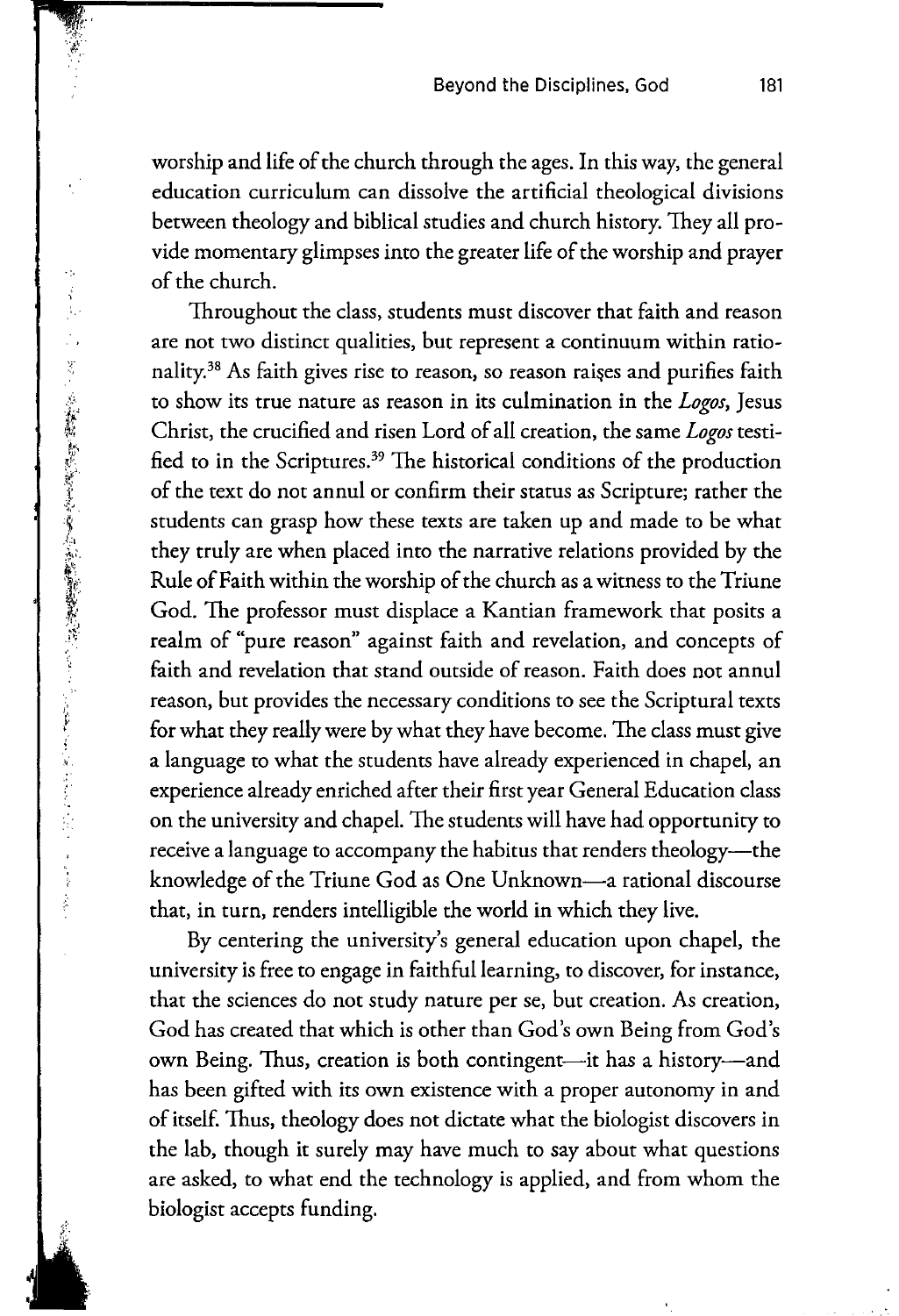worship and life of the church through the ages. In this way, the general education curriculum can dissolve the artificial theological divisions between theology and biblical studies and church history. They all provide momentary glimpses into the greater life of the worship and prayer of the church.

Throughout the class, students must discover that faith and reason are not two distinct qualities, but represent a continuum within rationality.[38] As faith gives rise to reason, so reason raises and purifies faith to show its true nature as reason in its culmination in the *Logos*, Jesus Christ, the crucified and risen Lord of all creation, the same *Logos* testified to in the Scriptures.[39] The historical conditions of the production of the text do not annul or confirm their status as Scripture; rather the students can grasp how these texts are taken up and made to be what they truly are when placed into the narrative relations provided by the Rule of Faith within the worship of the church as a witness to the Triune God. The professor must displace a Kantian framework that posits a realm of "pure reason" against faith and revelation, and concepts of faith and revelation that stand outside of reason. Faith does not annul reason, but provides the necessary conditions to see the Scriptural texts for what they really were by what they have become. The class must give a language to what the students have already experienced in chapel, an experience already enriched after their first year General Education class on the university and chapel. The students will have had opportunity to receive a language to accompany the habitus that renders theology—the knowledge of the Triune God as One Unknown—a rational discourse that, in turn, renders intelligible the world in which they live.

By centering the university's general education upon chapel, the university is free to engage in faithful learning, to discover, for instance, that the sciences do not study nature per se, but creation. As creation, God has created that which is other than God's own Being from God's own Being. Thus, creation is both contingent—it has a history—and has been gifted with its own existence with a proper autonomy in and of itself. Thus, theology does not dictate what the biologist discovers in the lab, though it surely may have much to say about what questions are asked, to what end the technology is applied, and from whom the biologist accepts funding.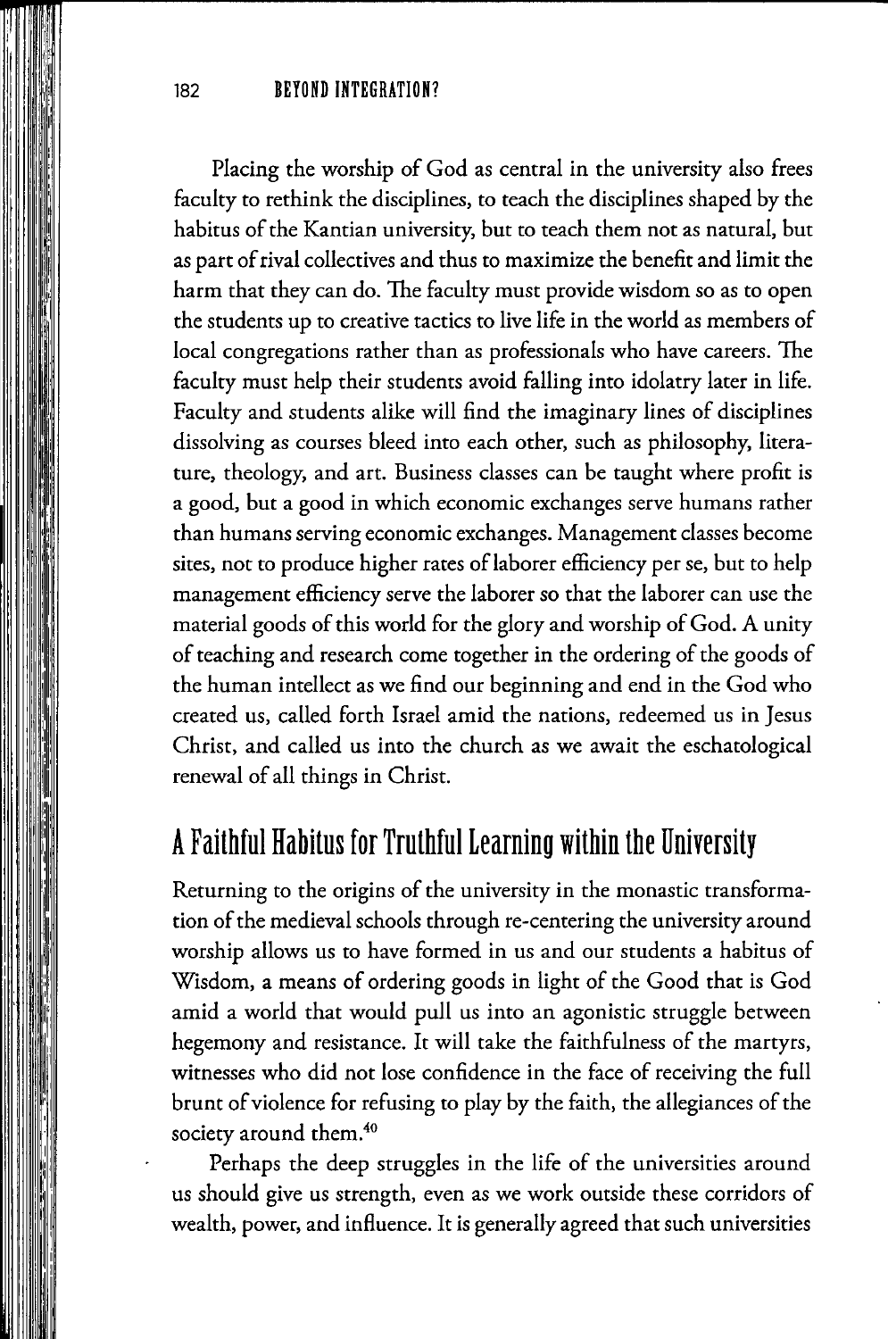Placing the worship of God as central in the university also frees faculty to rethink the disciplines, to teach the disciplines shaped by the habitus of the Kantian university, but to teach them not as natural, but as part of rival collectives and thus to maximize the benefit and limit the harm that they can do. The faculty must provide wisdom so as to open the students up to creative tactics to live life in the world as members of local congregations rather than as professionals who have careers. The faculty must help their students avoid falling into idolatry later in life. Faculty and students alike will find the imaginary lines of disciplines dissolving as courses bleed into each other, such as philosophy, literature, theology, and art. Business classes can be taught where profit is a good, but a good in which economic exchanges serve humans rather than humans serving economic exchanges. Management classes become sites, not to produce higher rates of laborer efficiency per se, but to help management efficiency serve the laborer so that the laborer can use the material goods of this world for the glory and worship of God. A unity of teaching and research come together in the ordering of the goods of the human intellect as we find our beginning and end in the God who created us, called forth Israel amid the nations, redeemed us in Jesus Christ, and called us into the church as we await the eschatological renewal of all things in Christ.

## A Faithful Habitus for Truthful Learning within the University

Returning to the origins of the university in the monastic transformation of the medieval schools through re-centering the university around worship allows us to have formed in us and our students a habitus of Wisdom, a means of ordering goods in light of the Good that is God amid a world that would pull us into an agonistic struggle between hegemony and resistance. It will take the faithfulness of the martyrs, witnesses who did not lose confidence in the face of receiving the full brunt of violence for refusing to play by the faith, the allegiances of the society around them.[40]

Perhaps the deep struggles in the life of the universities around us should give us strength, even as we work outside these corridors of wealth, power, and influence. It is generally agreed that such universities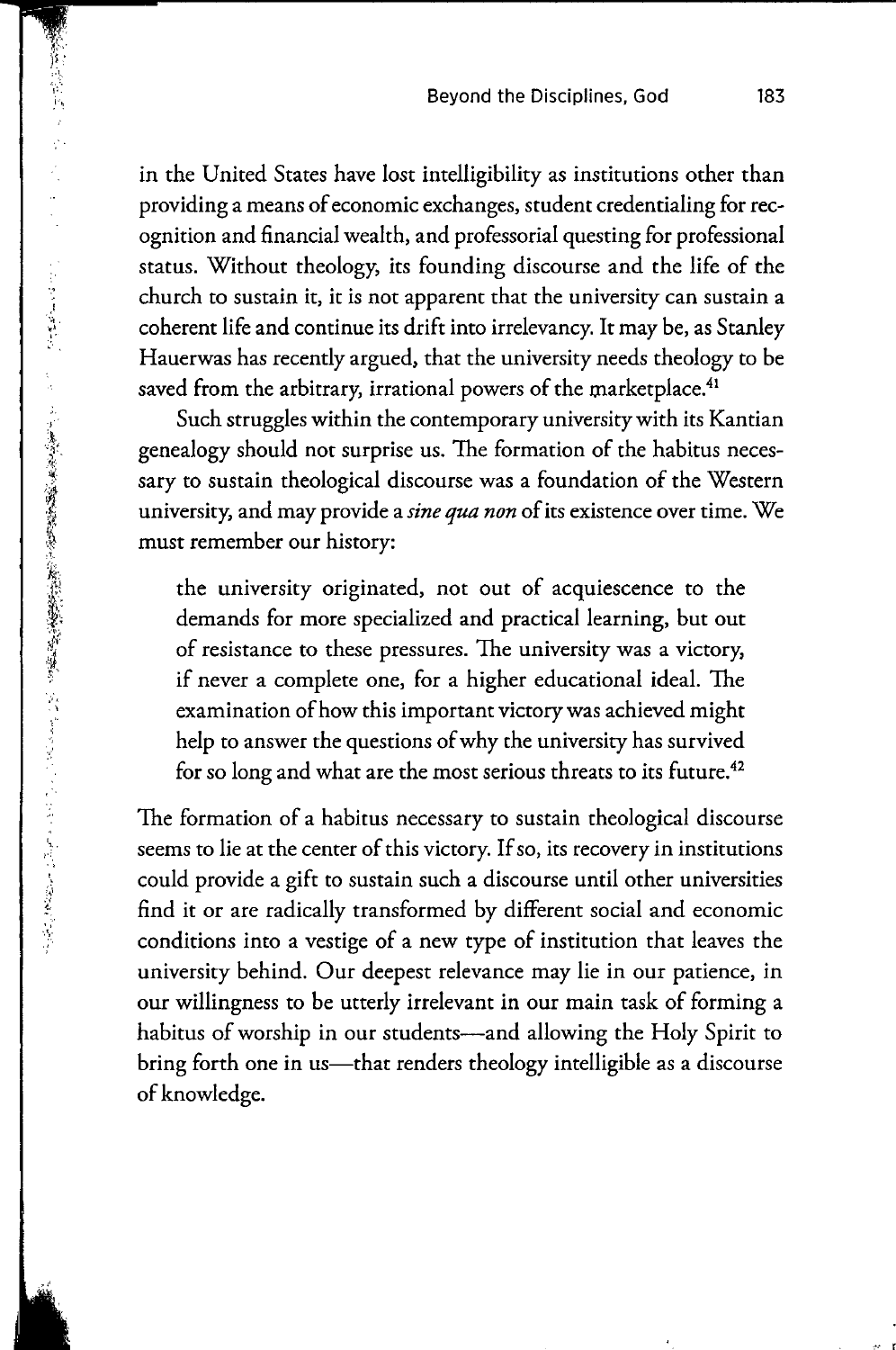in the United States have lost intelligibility as institutions other than providing a means of economic exchanges, student credentialing for recognition and financial wealth, and professorial questing for professional status. Without theology, its founding discourse and the life of the church to sustain it, it is not apparent that the university can sustain a coherent life and continue its drift into irrelevancy. It may be, as Stanley Hauerwas has recently argued, that the university needs theology to be saved from the arbitrary, irrational powers of the marketplace.[41]

Such struggles within the contemporary university with its Kantian genealogy should not surprise us. The formation of the habitus necessary to sustain theological discourse was a foundation of the Western university, and may provide a *sine qua non* of its existence over time. We must remember our history:

> the university originated, not out of acquiescence to the demands for more specialized and practical learning, but out of resistance to these pressures. The university was a victory, if never a complete one, for a higher educational ideal. The examination of how this important victory was achieved might help to answer the questions of why the university has survived for so long and what are the most serious threats to its future.[42]

The formation of a habitus necessary to sustain theological discourse seems to lie at the center of this victory. If so, its recovery in institutions could provide a gift to sustain such a discourse until other universities find it or are radically transformed by different social and economic conditions into a vestige of a new type of institution that leaves the university behind. Our deepest relevance may lie in our patience, in our willingness to be utterly irrelevant in our main task of forming a habitus of worship in our students—and allowing the Holy Spirit to bring forth one in us—that renders theology intelligible as a discourse of knowledge.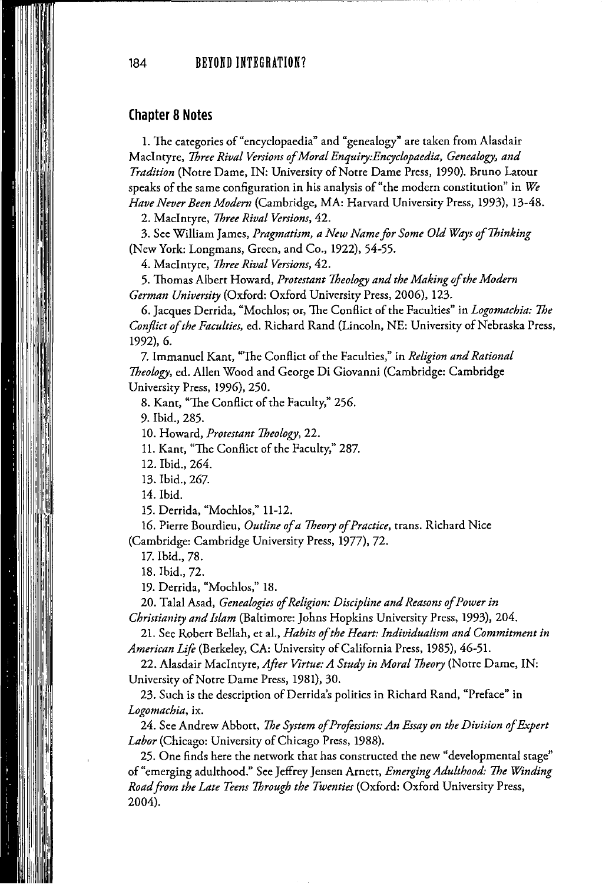## Chapter 8 Notes

1. The categories of "encyclopaedia" and "genealogy" are taken from Alasdair MacIntyre, *Three Rival Versions of Moral Enquiry:Encyclopaedia, Genealogy, and Tradition* (Notre Dame, IN: University of Notre Dame Press, 1990). Bruno Latour speaks of the same configuration in his analysis of "the modern constitution" in *We Have Never Been Modern* (Cambridge, MA: Harvard University Press, 1993), 13-48.

2. MacIntyre, *Three Rival Versions*, 42.

3. See William James, *Pragmatism, a New Name for Some Old Ways of Thinking* (New York: Longmans, Green, and Co., 1922), 54-55.

4. MacIntyre, *Three Rival Versions*, 42.

5. Thomas Albert Howard, *Protestant Theology and the Making of the Modern German University* (Oxford: Oxford University Press, 2006), 123.

6. Jacques Derrida, "Mochlos; or, The Conflict of the Faculties" in *Logomachia: The Conflict of the Faculties*, ed. Richard Rand (Lincoln, NE: University of Nebraska Press, 1992), 6.

7. Immanuel Kant, "The Conflict of the Faculties," in *Religion and Rational Theology*, ed. Allen Wood and George Di Giovanni (Cambridge: Cambridge University Press, 1996), 250.

8. Kant, "The Conflict of the Faculty," 256.

9. Ibid., 285.

10. Howard, *Protestant Theology*, 22.

11. Kant, "The Conflict of the Faculty," 287.

12. Ibid., 264.

13. Ibid., 267.

14. Ibid.

15. Derrida, "Mochlos," 11-12.

16. Pierre Bourdieu, *Outline of a Theory of Practice*, trans. Richard Nice (Cambridge: Cambridge University Press, 1977), 72.

17. Ibid., 78.

18. Ibid., 72.

19. Derrida, "Mochlos," 18.

20. Talal Asad, *Genealogies of Religion: Discipline and Reasons of Power in Christianity and Islam* (Baltimore: Johns Hopkins University Press, 1993), 204.

21. See Robert Bellah, et al., *Habits of the Heart: Individualism and Commitment in American Life* (Berkeley, CA: University of California Press, 1985), 46-51.

22. Alasdair MacIntyre, *After Virtue: A Study in Moral Theory* (Notre Dame, IN: University of Notre Dame Press, 1981), 30.

23. Such is the description of Derrida's politics in Richard Rand, "Preface" in *Logomachia*, ix.

24. See Andrew Abbott, *The System of Professions: An Essay on the Division of Expert Labor* (Chicago: University of Chicago Press, 1988).

25. One finds here the network that has constructed the new "developmental stage" of "emerging adulthood." See Jeffrey Jensen Arnett, *Emerging Adulthood: The Winding Road from the Late Teens Through the Twenties* (Oxford: Oxford University Press, 2004).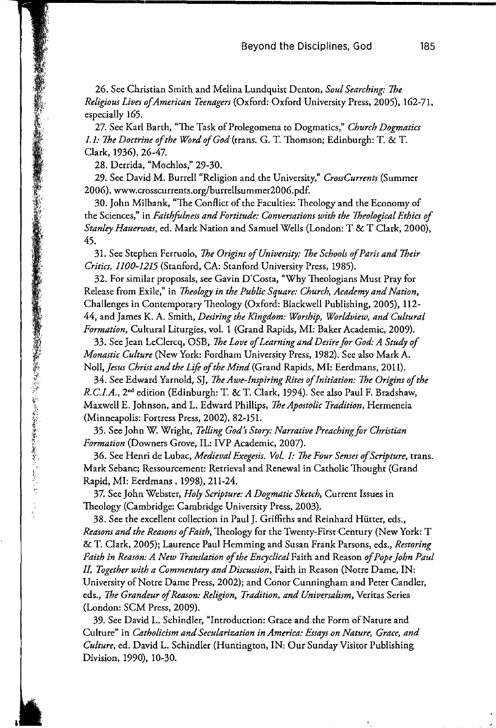26. See Christian Smith and Melina Lundquist Denton, *Soul Searching: The Religious Lives of American Teenagers* (Oxford: Oxford University Press, 2005), 162-71, especially 165.

27. See Karl Barth, "The Task of Prolegomena to Dogmatics," *Church Dogmatics I.1: The Doctrine of the Word of God* (trans. G. T. Thomson; Edinburgh: T. & T. Clark, 1936), 26-47.

28. Derrida, "Mochlos," 29-30.

29. See David M. Burrell "Religion and the University," *CrossCurrents* (Summer 2006), www.crosscurrents.org/burrellsummer2006.pdf.

30. John Milbank, "The Conflict of the Faculties: Theology and the Economy of the Sciences," in *Faithfulness and Fortitude: Conversations with the Theological Ethics of Stanley Hauerwas*, ed. Mark Nation and Samuel Wells (London: T & T Clark, 2000), 45.

31. See Stephen Ferruolo, *The Origins of University: The Schools of Paris and Their Critics, 1100-1215* (Stanford, CA: Stanford University Press, 1985).

32. For similar proposals, see Gavin D'Costa, "Why Theologians Must Pray for Release from Exile," in *Theology in the Public Square: Church, Academy and Nation*, Challenges in Contemporary Theology (Oxford: Blackwell Publishing, 2005), 112-44, and James K. A. Smith, *Desiring the Kingdom: Worship, Worldview, and Cultural Formation*, Cultural Liturgies, vol. 1 (Grand Rapids, MI: Baker Academic, 2009).

33. See Jean LeClercq, OSB, *The Love of Learning and Desire for God: A Study of Monastic Culture* (New York: Fordham University Press, 1982). See also Mark A. Noll, *Jesus Christ and the Life of the Mind* (Grand Rapids, MI: Eerdmans, 2011).

34. See Edward Yarnold, SJ, *The Awe-Inspiring Rites of Initiation: The Origins of the R.C.I.A.*, 2nd edition (Edinburgh: T. & T. Clark, 1994). See also Paul F. Bradshaw, Maxwell E. Johnson, and L. Edward Phillips, *The Apostolic Tradition*, Hermeneia (Minneapolis: Fortress Press, 2002), 82-151.

35. See John W. Wright, *Telling God's Story: Narrative Preaching for Christian Formation* (Downers Grove, IL: IVP Academic, 2007).

36. See Henri de Lubac, *Medieval Exegesis. Vol. 1: The Four Senses of Scripture*, trans. Mark Sebanc; Ressourcement: Retrieval and Renewal in Catholic Thought (Grand Rapid, MI: Eerdmans , 1998), 211-24.

37. See John Webster, *Holy Scripture: A Dogmatic Sketch*, Current Issues in Theology (Cambridge: Cambridge University Press, 2003).

38. See the excellent collection in Paul J. Griffiths and Reinhard Hütter, eds., *Reasons and the Reasons of Faith*, Theology for the Twenty-First Century (New York: T & T. Clark, 2005); Laurence Paul Hemming and Susan Frank Parsons, eds., *Restoring Faith in Reason: A New Translation of the Encyclical* Faith and Reason *of Pope John Paul II, Together with a Commentary and Discussion*, Faith in Reason (Notre Dame, IN: University of Notre Dame Press, 2002); and Conor Cunningham and Peter Candler, eds., *The Grandeur of Reason: Religion, Tradition, and Universalism*, Veritas Series (London: SCM Press, 2009).

39. See David L. Schindler, "Introduction: Grace and the Form of Nature and Culture" in *Catholicism and Secularization in America: Essays on Nature, Grace, and Culture*, ed. David L. Schindler (Huntington, IN: Our Sunday Visitor Publishing Division, 1990), 10-30.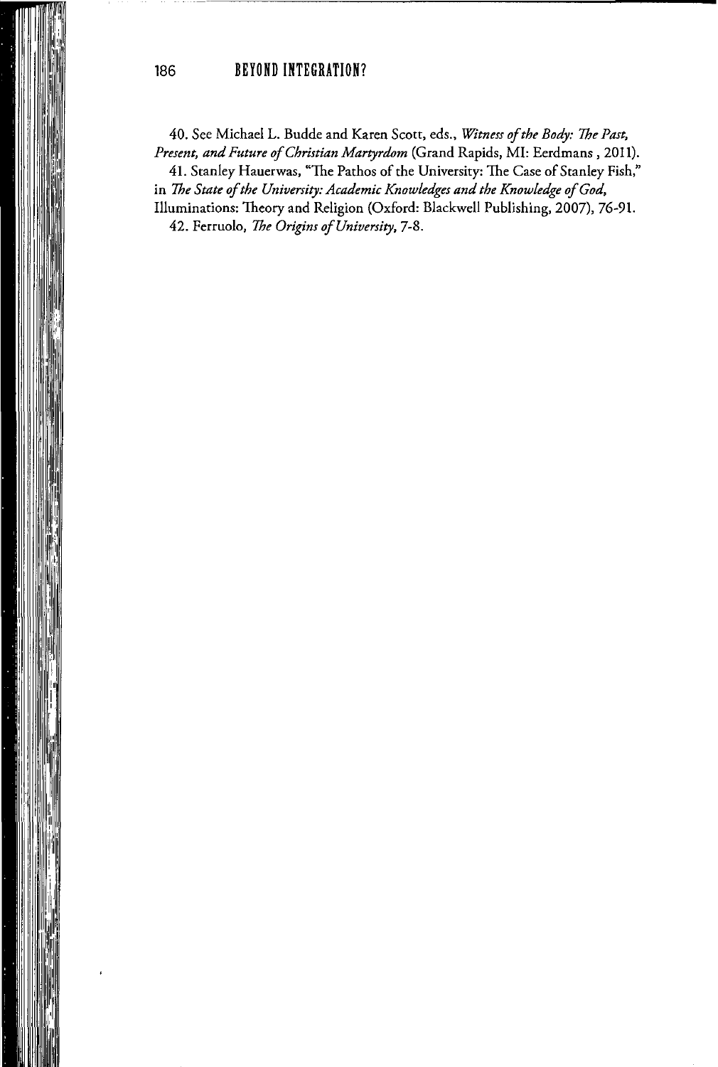40. See Michael L. Budde and Karen Scott, eds., *Witness of the Body: The Past, Present, and Future of Christian Martyrdom* (Grand Rapids, MI: Eerdmans , 2011).

41. Stanley Hauerwas, "The Pathos of the University: The Case of Stanley Fish," in *The State of the University: Academic Knowledges and the Knowledge of God*, Illuminations: Theory and Religion (Oxford: Blackwell Publishing, 2007), 76-91.

42. Ferruolo, *The Origins of University*, 7-8.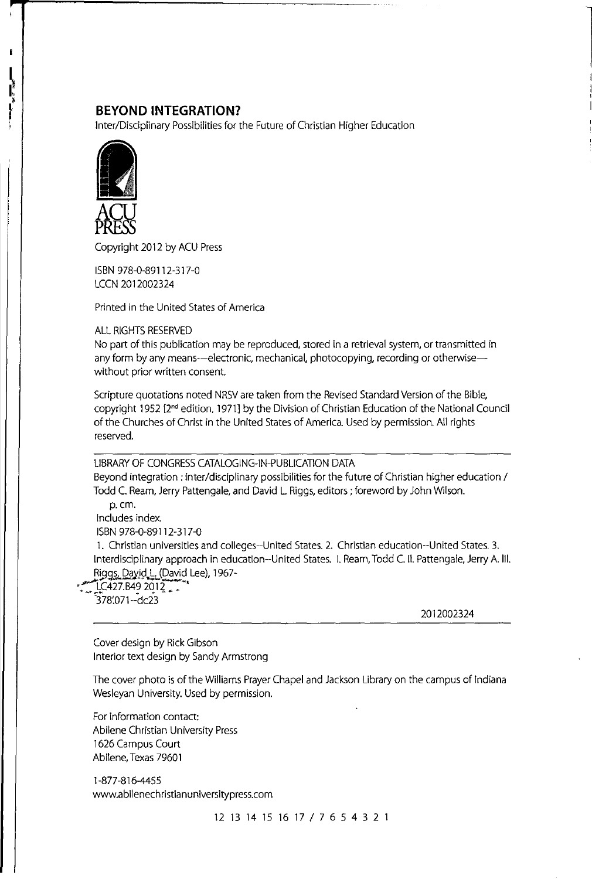## BEYOND INTEGRATION?

Inter/Disciplinary Possibilities for the Future of Christian Higher Education

ACU PRESS

Copyright 2012 by ACU Press

ISBN 978-0-89112-317-0
LCCN 2012002324

Printed in the United States of America

ALL RIGHTS RESERVED
No part of this publication may be reproduced, stored in a retrieval system, or transmitted in any form by any means—electronic, mechanical, photocopying, recording or otherwise—without prior written consent.

Scripture quotations noted NRSV are taken from the Revised Standard Version of the Bible, copyright 1952 [2nd edition, 1971] by the Division of Christian Education of the National Council of the Churches of Christ in the United States of America. Used by permission. All rights reserved.

---

LIBRARY OF CONGRESS CATALOGING-IN-PUBLICATION DATA
Beyond integration : inter/disciplinary possibilities for the future of Christian higher education / Todd C. Ream, Jerry Pattengale, and David L. Riggs, editors ; foreword by John Wilson.
p. cm.
Includes index.
ISBN 978-0-89112-317-0
1. Christian universities and colleges--United States. 2. Christian education--United States. 3. Interdisciplinary approach in education--United States. I. Ream, Todd C. II. Pattengale, Jerry A. III. Riggs, David L. (David Lee), 1967-
LC427.B49 2012
378'.071--dc23

2012002324

---

Cover design by Rick Gibson
Interior text design by Sandy Armstrong

The cover photo is of the Williams Prayer Chapel and Jackson Library on the campus of Indiana Wesleyan University. Used by permission.

For information contact:
Abilene Christian University Press
1626 Campus Court
Abilene, Texas 79601

1-877-816-4455
www.abilenechristianuniversitypress.com

12 13 14 15 16 17 / 7 6 5 4 3 2 1